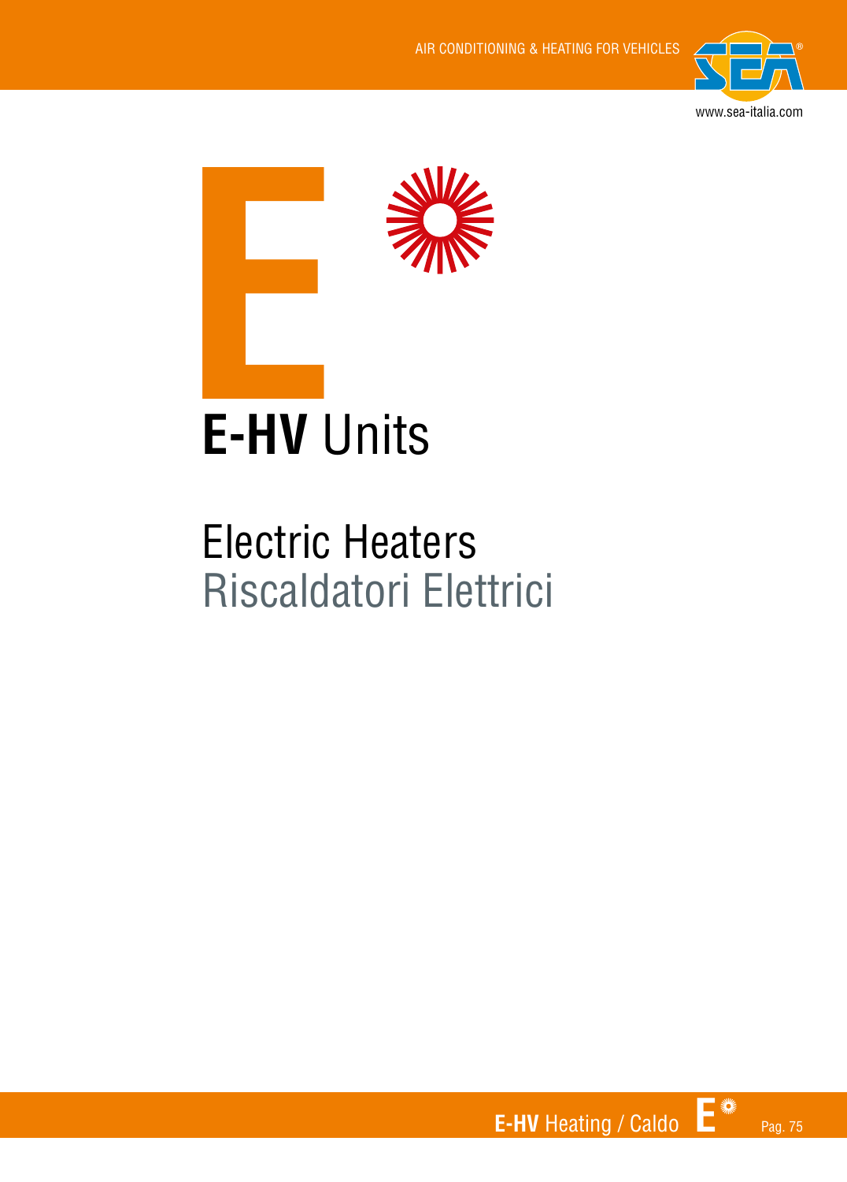# E-HV Units

## Electric Heaters
## Riscaldatori Elettrici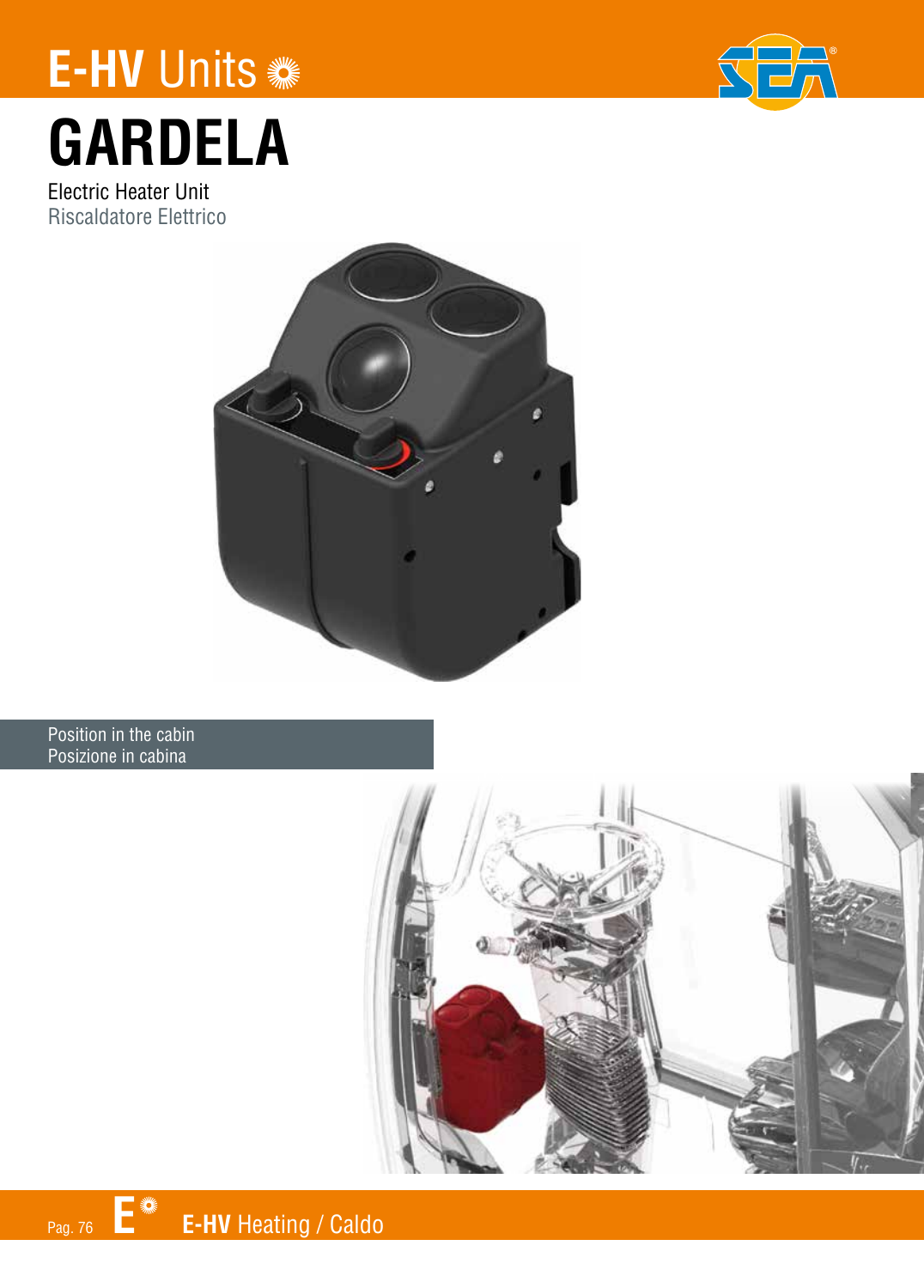# E-HV Units

# GARDELA

Electric Heater Unit
Riscaldatore Elettrico

Position in the cabin
Posizione in cabina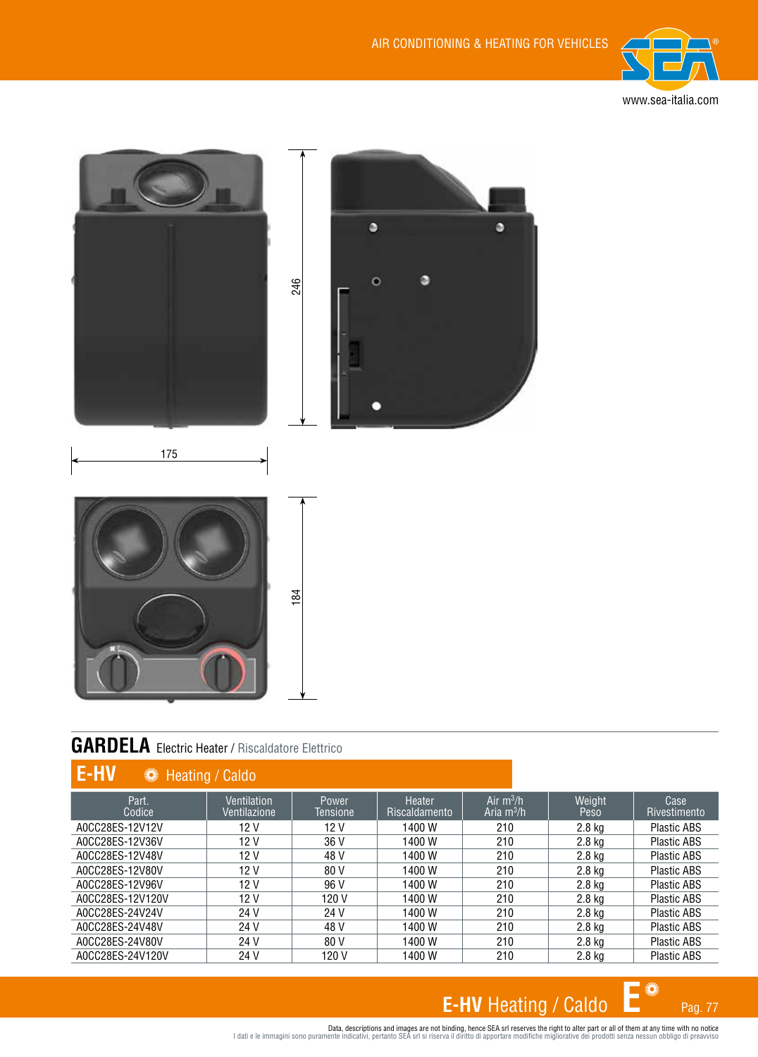## GARDELA Electric Heater / Riscaldatore Elettrico

### E-HV Heating / Caldo

| Part. Codice | Ventilation Ventilazione | Power Tensione | Heater Riscaldamento | Air $m^3/h$ Aria $m^3/h$ | Weight Peso | Case Rivestimento |
|---|---|---|---|---|---|---|
| A0CC28ES-12V12V | 12 V | 12 V | 1400 W | 210 | 2.8 kg | Plastic ABS |
| A0CC28ES-12V36V | 12 V | 36 V | 1400 W | 210 | 2.8 kg | Plastic ABS |
| A0CC28ES-12V48V | 12 V | 48 V | 1400 W | 210 | 2.8 kg | Plastic ABS |
| A0CC28ES-12V80V | 12 V | 80 V | 1400 W | 210 | 2.8 kg | Plastic ABS |
| A0CC28ES-12V96V | 12 V | 96 V | 1400 W | 210 | 2.8 kg | Plastic ABS |
| A0CC28ES-12V120V | 12 V | 120 V | 1400 W | 210 | 2.8 kg | Plastic ABS |
| A0CC28ES-24V24V | 24 V | 24 V | 1400 W | 210 | 2.8 kg | Plastic ABS |
| A0CC28ES-24V48V | 24 V | 48 V | 1400 W | 210 | 2.8 kg | Plastic ABS |
| A0CC28ES-24V80V | 24 V | 80 V | 1400 W | 210 | 2.8 kg | Plastic ABS |
| A0CC28ES-24V120V | 24 V | 120 V | 1400 W | 210 | 2.8 kg | Plastic ABS |

Data, descriptions and images are not binding, hence SEA srl reserves the right to alter part or all of them at any time with no notice
I dati e le immagini sono puramente indicativi, pertanto SEA srl si riserva il diritto di apportare modifiche migliorative dei prodotti senza nessun obbligo di preavviso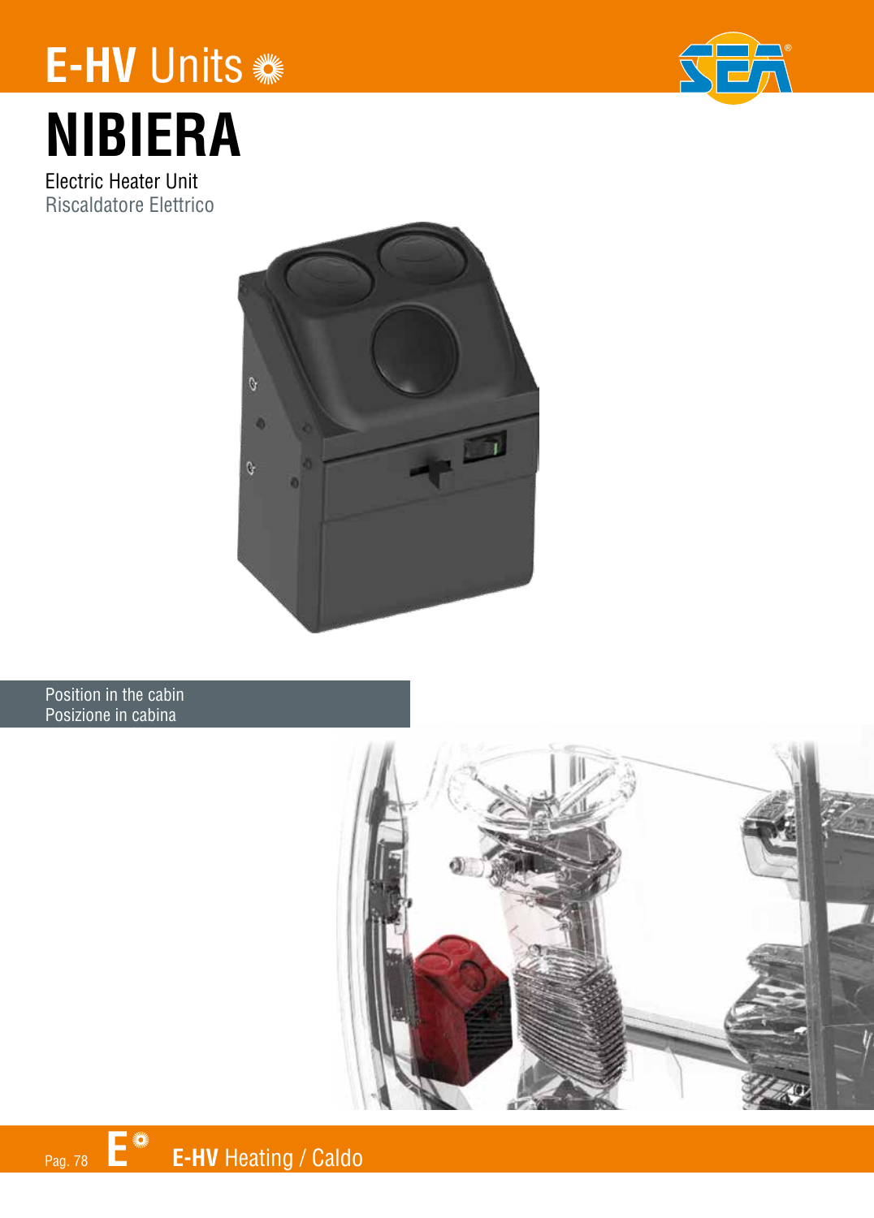# E-HV Units

# NIBIERA

Electric Heater Unit
Riscaldatore Elettrico

Position in the cabin
Posizione in cabina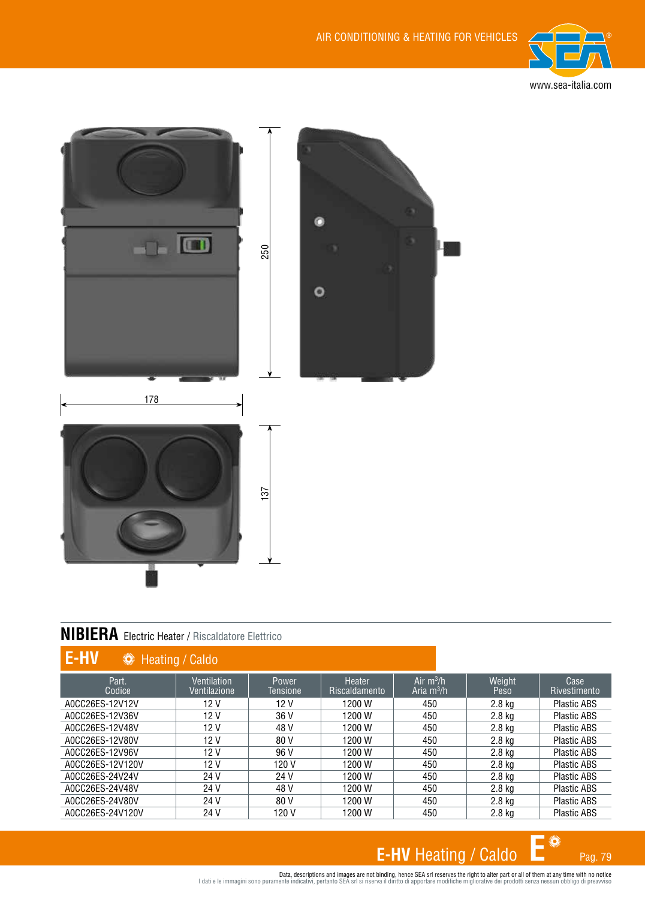250

178

137

## NIBIERA Electric Heater / Riscaldatore Elettrico

### E-HV Heating / Caldo

| Part. Codice | Ventilation Ventilazione | Power Tensione | Heater Riscaldamento | Air $m^3/h$ Aria $m^3/h$ | Weight Peso | Case Rivestimento |
|---|---|---|---|---|---|---|
| A0CC26ES-12V12V | 12 V | 12 V | 1200 W | 450 | 2.8 kg | Plastic ABS |
| A0CC26ES-12V36V | 12 V | 36 V | 1200 W | 450 | 2.8 kg | Plastic ABS |
| A0CC26ES-12V48V | 12 V | 48 V | 1200 W | 450 | 2.8 kg | Plastic ABS |
| A0CC26ES-12V80V | 12 V | 80 V | 1200 W | 450 | 2.8 kg | Plastic ABS |
| A0CC26ES-12V96V | 12 V | 96 V | 1200 W | 450 | 2.8 kg | Plastic ABS |
| A0CC26ES-12V120V | 12 V | 120 V | 1200 W | 450 | 2.8 kg | Plastic ABS |
| A0CC26ES-24V24V | 24 V | 24 V | 1200 W | 450 | 2.8 kg | Plastic ABS |
| A0CC26ES-24V48V | 24 V | 48 V | 1200 W | 450 | 2.8 kg | Plastic ABS |
| A0CC26ES-24V80V | 24 V | 80 V | 1200 W | 450 | 2.8 kg | Plastic ABS |
| A0CC26ES-24V120V | 24 V | 120 V | 1200 W | 450 | 2.8 kg | Plastic ABS |

Data, descriptions and images are not binding, hence SEA srl reserves the right to alter part or all of them at any time with no notice
I dati e le immagini sono puramente indicativi, pertanto SEA srl si riserva il diritto di apportare modifiche migliorative dei prodotti senza nessun obbligo di preavviso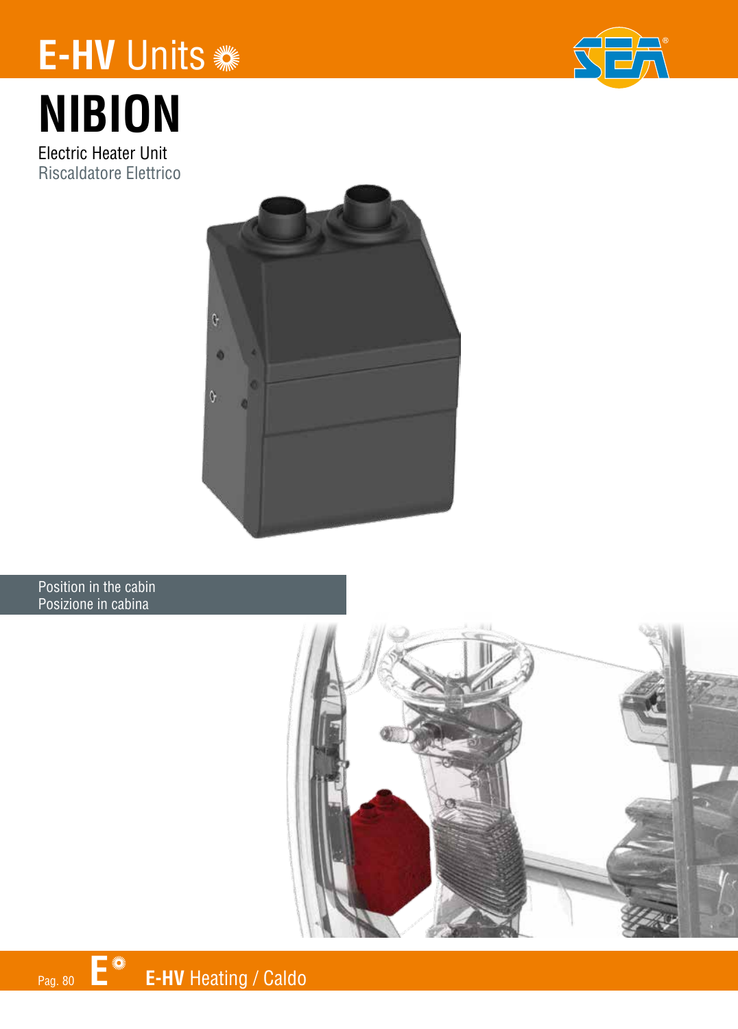# E-HV Units

# NIBION

Electric Heater Unit
Riscaldatore Elettrico

Position in the cabin
Posizione in cabina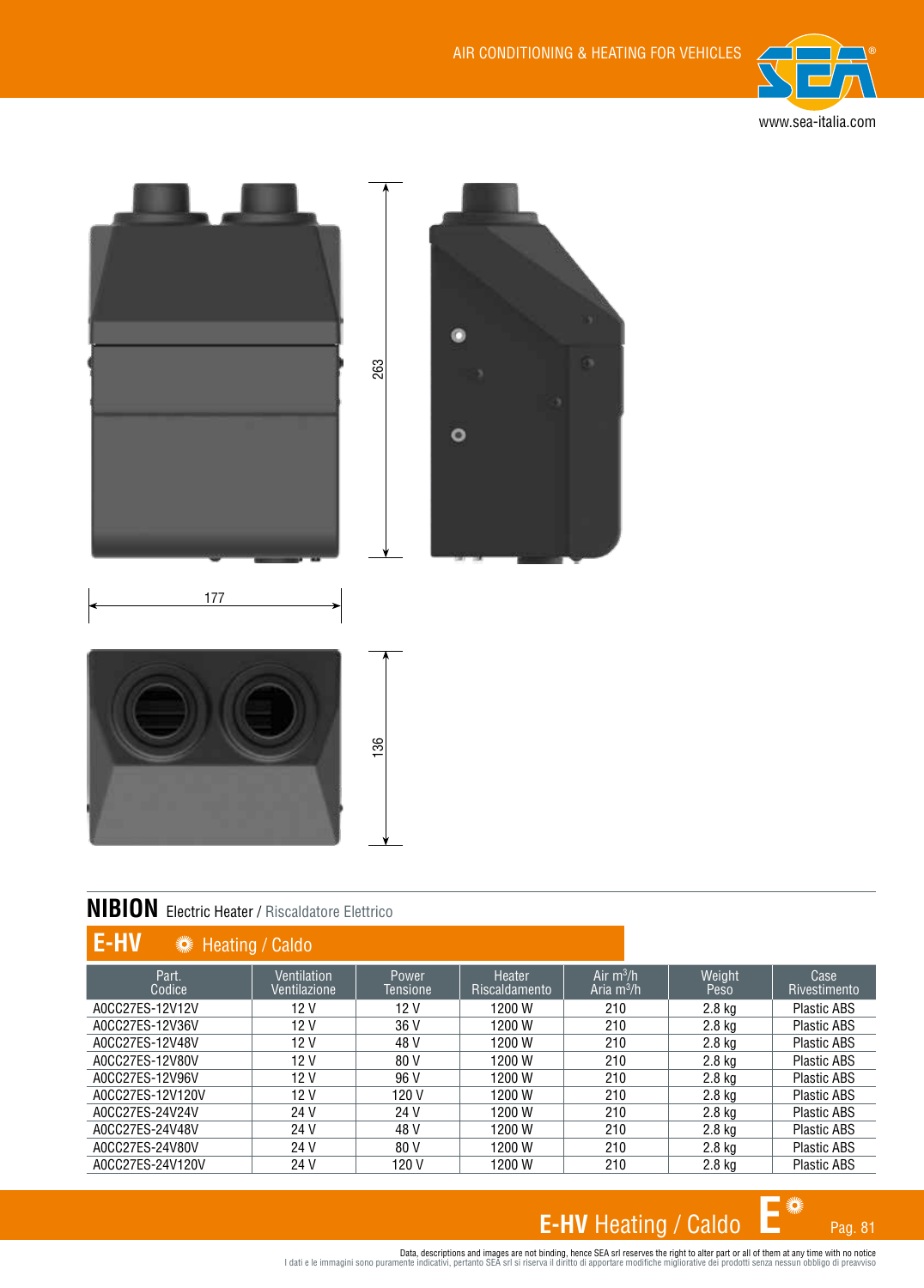## NIBION Electric Heater / Riscaldatore Elettrico

### E-HV Heating / Caldo

| Part.<br>Codice | Ventilation<br>Ventilazione | Power<br>Tensione | Heater<br>Riscaldamento | Air $m^3/h$<br>Aria $m^3/h$ | Weight<br>Peso | Case<br>Rivestimento |
|---|---|---|---|---|---|---|
| A0CC27ES-12V12V | 12 V | 12 V | 1200 W | 210 | 2.8 kg | Plastic ABS |
| A0CC27ES-12V36V | 12 V | 36 V | 1200 W | 210 | 2.8 kg | Plastic ABS |
| A0CC27ES-12V48V | 12 V | 48 V | 1200 W | 210 | 2.8 kg | Plastic ABS |
| A0CC27ES-12V80V | 12 V | 80 V | 1200 W | 210 | 2.8 kg | Plastic ABS |
| A0CC27ES-12V96V | 12 V | 96 V | 1200 W | 210 | 2.8 kg | Plastic ABS |
| A0CC27ES-12V120V | 12 V | 120 V | 1200 W | 210 | 2.8 kg | Plastic ABS |
| A0CC27ES-24V24V | 24 V | 24 V | 1200 W | 210 | 2.8 kg | Plastic ABS |
| A0CC27ES-24V48V | 24 V | 48 V | 1200 W | 210 | 2.8 kg | Plastic ABS |
| A0CC27ES-24V80V | 24 V | 80 V | 1200 W | 210 | 2.8 kg | Plastic ABS |
| A0CC27ES-24V120V | 24 V | 120 V | 1200 W | 210 | 2.8 kg | Plastic ABS |

Data, descriptions and images are not binding, hence SEA srl reserves the right to alter part or all of them at any time with no notice
I dati e le immagini sono puramente indicativi, pertanto SEA srl si riserva il diritto di apportare modifiche migliorative dei prodotti senza nessun obbligo di preavviso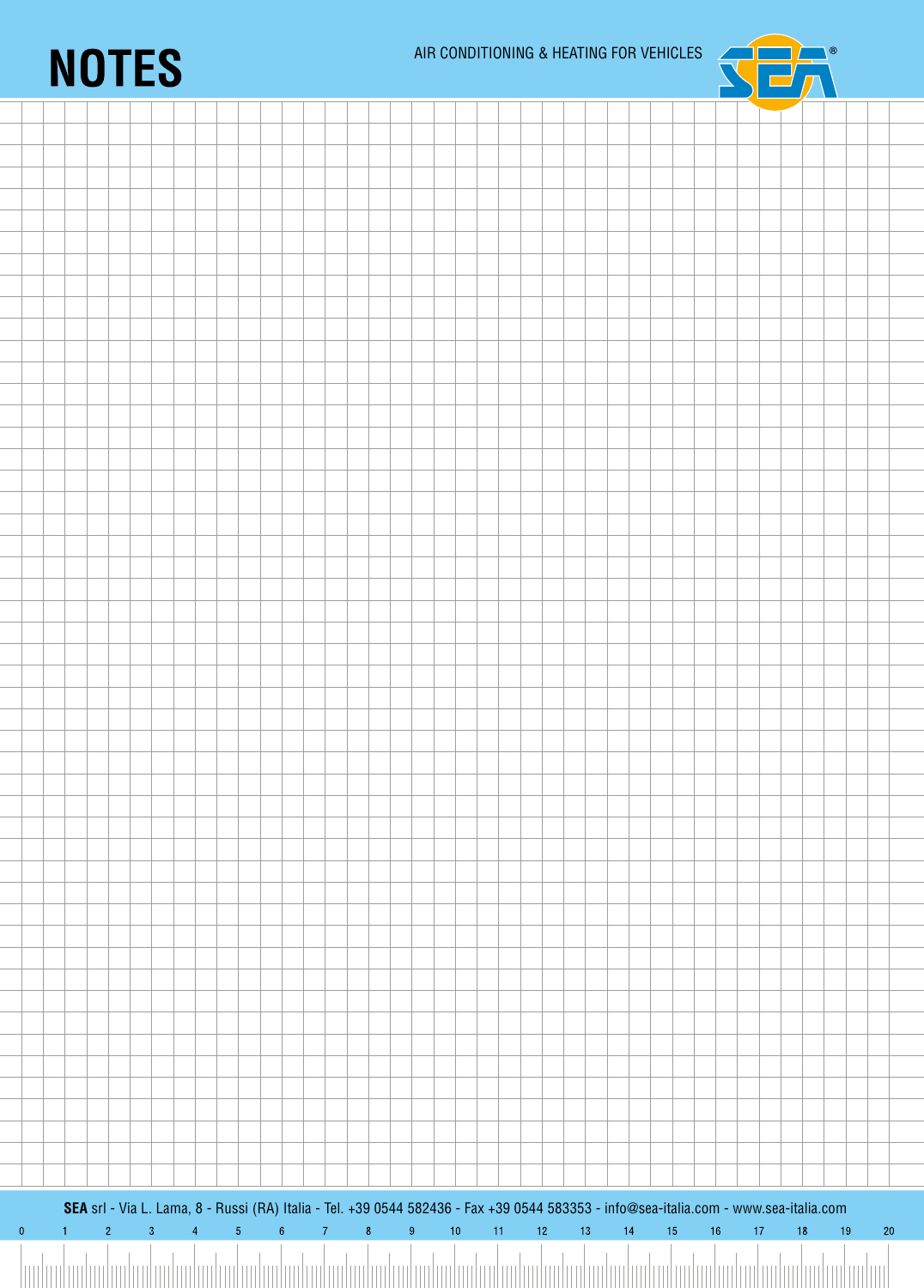# NOTES

AIR CONDITIONING & HEATING FOR VEHICLES

**SEA** srl - Via L. Lama, 8 - Russi (RA) Italia - Tel. +39 0544 582436 - Fax +39 0544 583353 - info@sea-italia.com - www.sea-italia.com